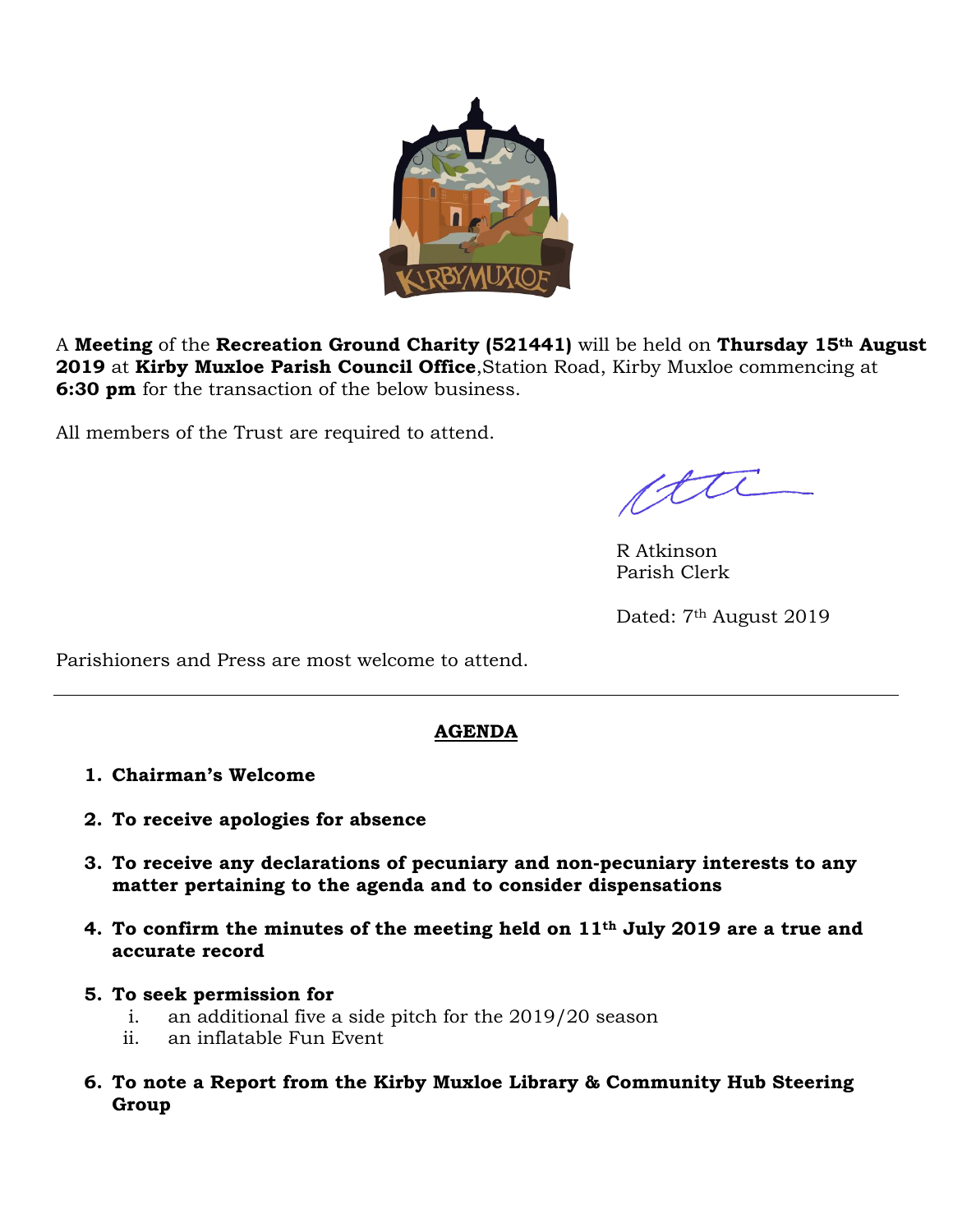A **Meeting** of the **Recreation Ground Charity (521441)** will be held on **Thursday 15th August 2019** at **Kirby Muxloe Parish Council Office**,Station Road, Kirby Muxloe commencing at **6:30 pm** for the transaction of the below business.

All members of the Trust are required to attend.

R Atkinson
Parish Clerk

Dated: 7th August 2019

Parishioners and Press are most welcome to attend.

---

## AGENDA

1. **Chairman's Welcome**

2. **To receive apologies for absence**

3. **To receive any declarations of pecuniary and non-pecuniary interests to any matter pertaining to the agenda and to consider dispensations**

4. **To confirm the minutes of the meeting held on 11th July 2019 are a true and accurate record**

5. **To seek permission for**
   i. an additional five a side pitch for the 2019/20 season
   ii. an inflatable Fun Event

6. **To note a Report from the Kirby Muxloe Library & Community Hub Steering Group**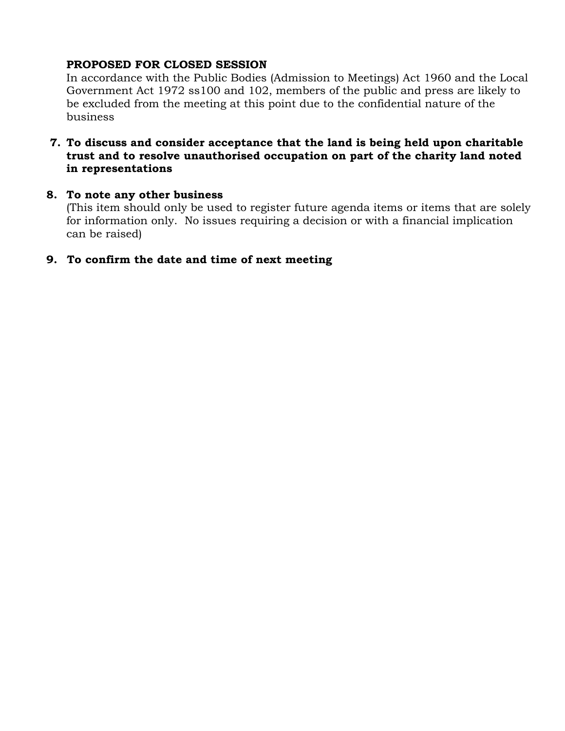**PROPOSED FOR CLOSED SESSION**

In accordance with the Public Bodies (Admission to Meetings) Act 1960 and the Local Government Act 1972 ss100 and 102, members of the public and press are likely to be excluded from the meeting at this point due to the confidential nature of the business

7. **To discuss and consider acceptance that the land is being held upon charitable trust and to resolve unauthorised occupation on part of the charity land noted in representations**

8. **To note any other business**
   (This item should only be used to register future agenda items or items that are solely for information only. No issues requiring a decision or with a financial implication can be raised)

9. **To confirm the date and time of next meeting**